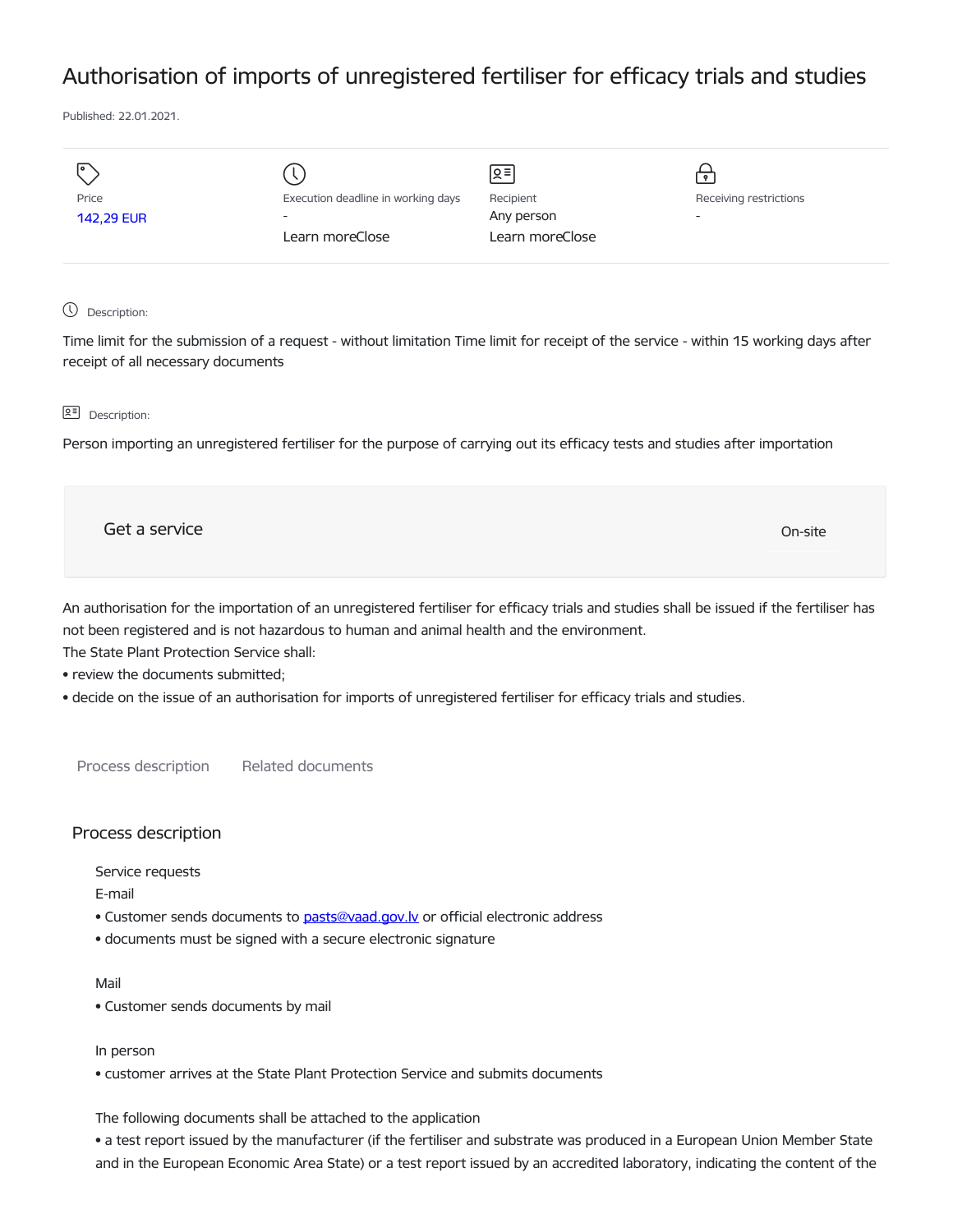# Authorisation of imports of unregistered fertiliser for efficacy trials and studies

Published: 22.01.2021.

| Price | Execution deadline in working days | Recipient | Receiving restrictions |
| --- | --- | --- | --- |
| 142,29 EUR | - | Any person | - |
| | Learn moreClose | Learn moreClose | |

Description:

Time limit for the submission of a request - without limitation Time limit for receipt of the service - within 15 working days after receipt of all necessary documents

Description:

Person importing an unregistered fertiliser for the purpose of carrying out its efficacy tests and studies after importation

Get a service

On-site

An authorisation for the importation of an unregistered fertiliser for efficacy trials and studies shall be issued if the fertiliser has not been registered and is not hazardous to human and animal health and the environment.
The State Plant Protection Service shall:

- review the documents submitted;
- decide on the issue of an authorisation for imports of unregistered fertiliser for efficacy trials and studies.

Process description     Related documents

## Process description

Service requests

E-mail

- Customer sends documents to pasts@vaad.gov.lv or official electronic address
- documents must be signed with a secure electronic signature

Mail

- Customer sends documents by mail

In person

- customer arrives at the State Plant Protection Service and submits documents

The following documents shall be attached to the application

- a test report issued by the manufacturer (if the fertiliser and substrate was produced in a European Union Member State and in the European Economic Area State) or a test report issued by an accredited laboratory, indicating the content of the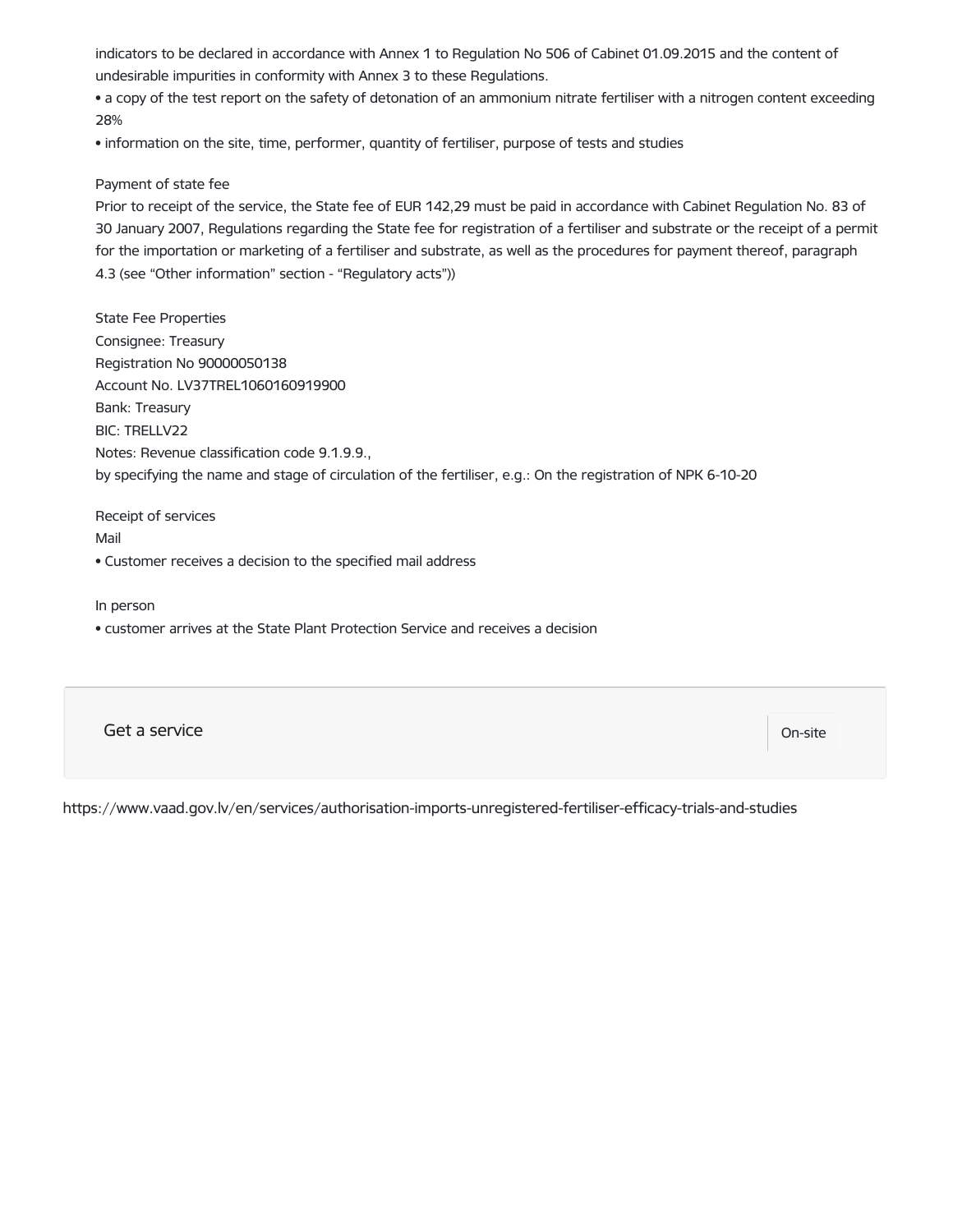indicators to be declared in accordance with Annex 1 to Regulation No 506 of Cabinet 01.09.2015 and the content of undesirable impurities in conformity with Annex 3 to these Regulations.

- a copy of the test report on the safety of detonation of an ammonium nitrate fertiliser with a nitrogen content exceeding 28%
- information on the site, time, performer, quantity of fertiliser, purpose of tests and studies

Payment of state fee

Prior to receipt of the service, the State fee of EUR 142,29 must be paid in accordance with Cabinet Regulation No. 83 of 30 January 2007, Regulations regarding the State fee for registration of a fertiliser and substrate or the receipt of a permit for the importation or marketing of a fertiliser and substrate, as well as the procedures for payment thereof, paragraph 4.3 (see "Other information" section - "Regulatory acts"))

State Fee Properties
Consignee: Treasury
Registration No 90000050138
Account No. LV37TREL1060160919900
Bank: Treasury
BIC: TRELLV22
Notes: Revenue classification code 9.1.9.9.,
by specifying the name and stage of circulation of the fertiliser, e.g.: On the registration of NPK 6-10-20

Receipt of services

Mail

- Customer receives a decision to the specified mail address

In person

- customer arrives at the State Plant Protection Service and receives a decision

Get a service | On-site

https://www.vaad.gov.lv/en/services/authorisation-imports-unregistered-fertiliser-efficacy-trials-and-studies